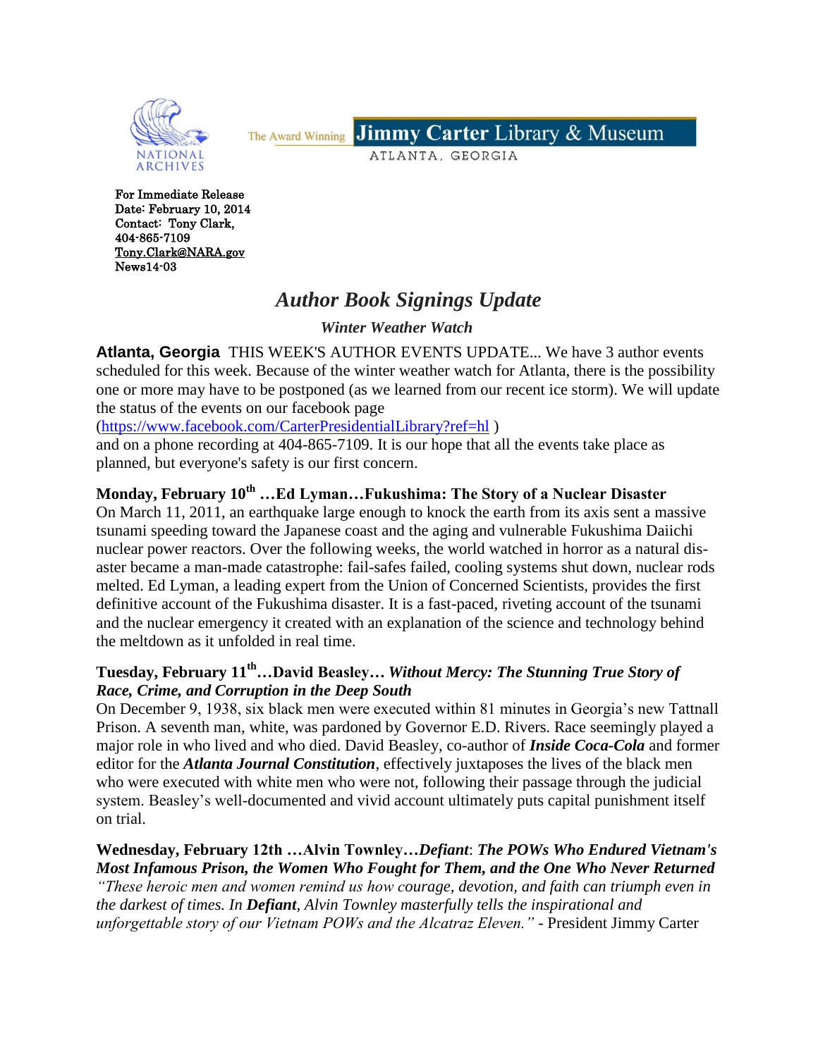NATIONAL ARCHIVES

The Award Winning **Jimmy Carter Library & Museum**

ATLANTA, GEORGIA

For Immediate Release
Date: February 10, 2014
Contact: Tony Clark,
404-865-7109
Tony.Clark@NARA.gov
News14-03

# *Author Book Signings Update*

### *Winter Weather Watch*

**Atlanta, Georgia** THIS WEEK'S AUTHOR EVENTS UPDATE... We have 3 author events scheduled for this week. Because of the winter weather watch for Atlanta, there is the possibility one or more may have to be postponed (as we learned from our recent ice storm). We will update the status of the events on our facebook page (https://www.facebook.com/CarterPresidentialLibrary?ref=hl ) and on a phone recording at 404-865-7109. It is our hope that all the events take place as planned, but everyone's safety is our first concern.

**Monday, February 10th …Ed Lyman…Fukushima: The Story of a Nuclear Disaster**

On March 11, 2011, an earthquake large enough to knock the earth from its axis sent a massive tsunami speeding toward the Japanese coast and the aging and vulnerable Fukushima Daiichi nuclear power reactors. Over the following weeks, the world watched in horror as a natural disaster became a man-made catastrophe: fail-safes failed, cooling systems shut down, nuclear rods melted. Ed Lyman, a leading expert from the Union of Concerned Scientists, provides the first definitive account of the Fukushima disaster. It is a fast-paced, riveting account of the tsunami and the nuclear emergency it created with an explanation of the science and technology behind the meltdown as it unfolded in real time.

**Tuesday, February 11th…David Beasley…** ***Without Mercy: The Stunning True Story of Race, Crime, and Corruption in the Deep South***

On December 9, 1938, six black men were executed within 81 minutes in Georgia's new Tattnall Prison. A seventh man, white, was pardoned by Governor E.D. Rivers. Race seemingly played a major role in who lived and who died. David Beasley, co-author of ***Inside Coca-Cola*** and former editor for the ***Atlanta Journal Constitution***, effectively juxtaposes the lives of the black men who were executed with white men who were not, following their passage through the judicial system. Beasley's well-documented and vivid account ultimately puts capital punishment itself on trial.

**Wednesday, February 12th …Alvin Townley…*Defiant*: *The POWs Who Endured Vietnam's Most Infamous Prison, the Women Who Fought for Them, and the One Who Never Returned***

*"These heroic men and women remind us how courage, devotion, and faith can triumph even in the darkest of times. In* ***Defiant****, Alvin Townley masterfully tells the inspirational and unforgettable story of our Vietnam POWs and the Alcatraz Eleven."* - President Jimmy Carter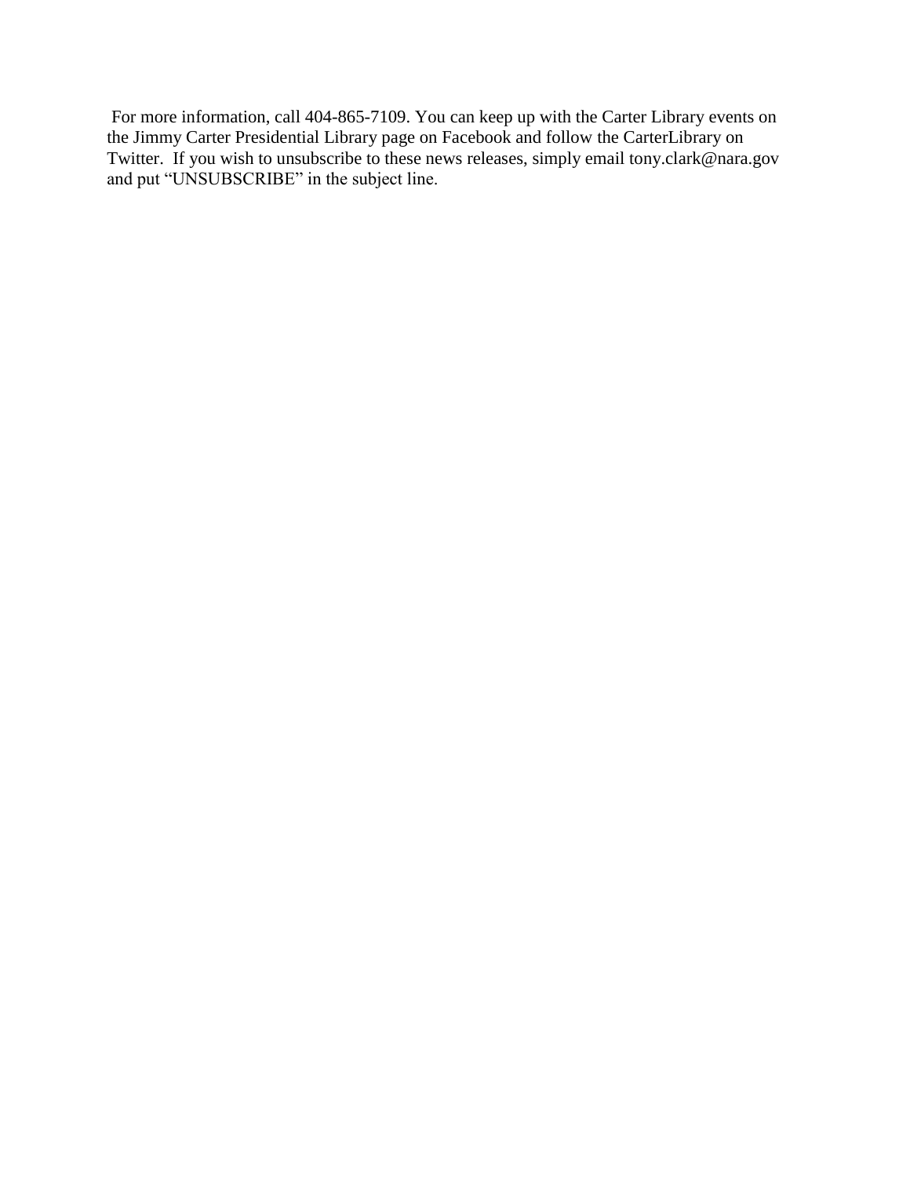For more information, call 404-865-7109. You can keep up with the Carter Library events on the Jimmy Carter Presidential Library page on Facebook and follow the CarterLibrary on Twitter. If you wish to unsubscribe to these news releases, simply email tony.clark@nara.gov and put “UNSUBSCRIBE” in the subject line.